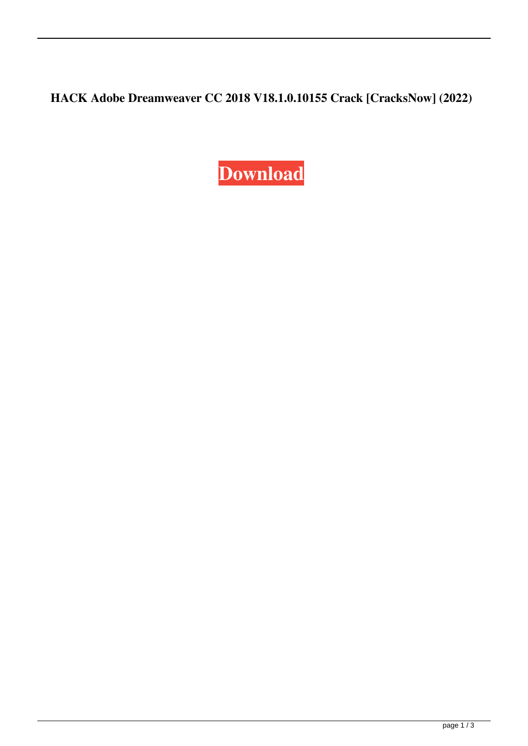**HACK Adobe Dreamweaver CC 2018 V18.1.0.10155 Crack [CracksNow] (2022)**

**Download**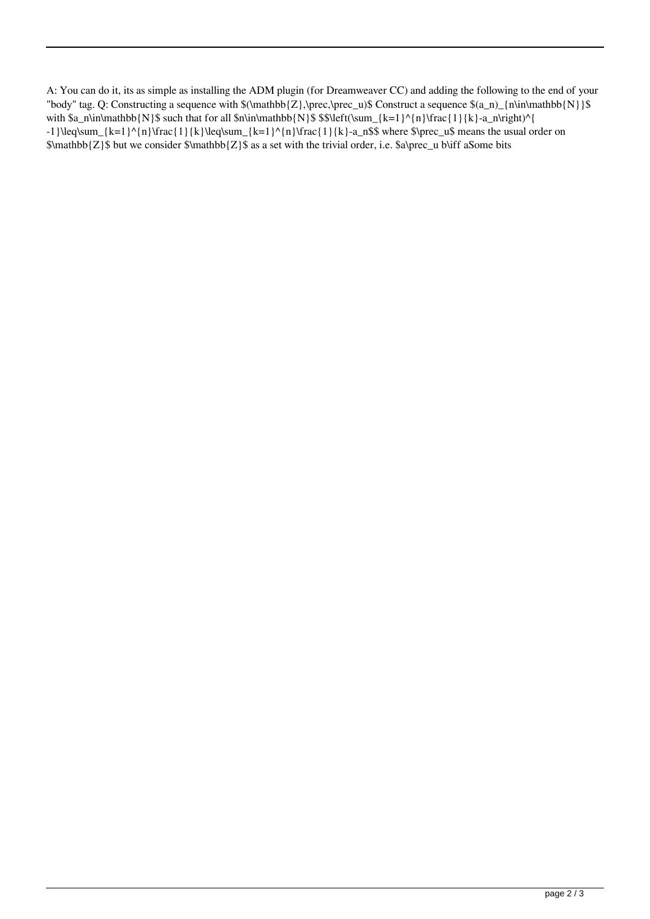A: You can do it, its as simple as installing the ADM plugin (for Dreamweaver CC) and adding the following to the end of your "body" tag. Q: Constructing a sequence with $(\mathbb{Z},\prec,\prec_u)$ Construct a sequence $(a_n)_{n\in\mathbb{N}}$ with $a_n\in\mathbb{N}$ such that for all $n\in\mathbb{N}$ $$\left(\sum_{k=1}^{n}\frac{1}{k}-a_n\right)^{-1}\leq\sum_{k=1}^{n}\frac{1}{k}\leq\sum_{k=1}^{n}\frac{1}{k}-a_n$$ where $\prec_u$ means the usual order on $\mathbb{Z}$ but we consider $\mathbb{Z}$ as a set with the trivial order, i.e. $a\prec_u b\iff aSome bits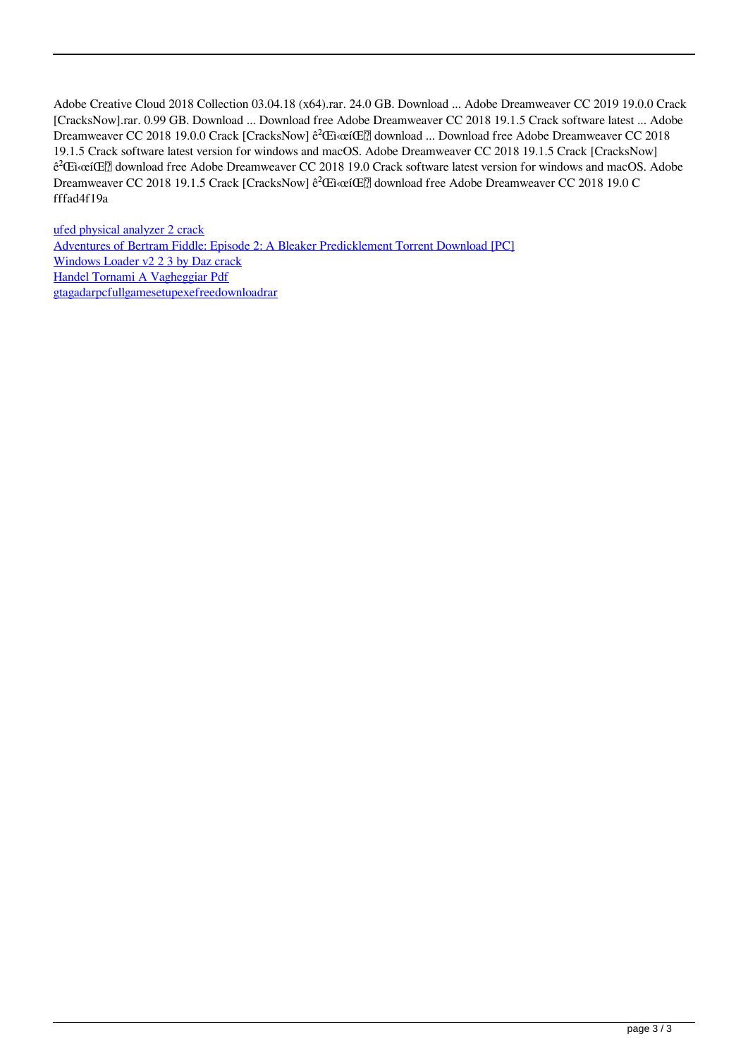Adobe Creative Cloud 2018 Collection 03.04.18 (x64).rar. 24.0 GB. Download ... Adobe Dreamweaver CC 2019 19.0.0 Crack [CracksNow].rar. 0.99 GB. Download ... Download free Adobe Dreamweaver CC 2018 19.1.5 Crack software latest ... Adobe Dreamweaver CC 2018 19.0.0 Crack [CracksNow] ê²Œì‹œíŒ download ... Download free Adobe Dreamweaver CC 2018 19.1.5 Crack software latest version for windows and macOS. Adobe Dreamweaver CC 2018 19.1.5 Crack [CracksNow] ê²Œì‹œíŒ download free Adobe Dreamweaver CC 2018 19.0 Crack software latest version for windows and macOS. Adobe Dreamweaver CC 2018 19.1.5 Crack [CracksNow] ê²Œì‹œíŒ download free Adobe Dreamweaver CC 2018 19.0 C fffad4f19a

ufed physical analyzer 2 crack
Adventures of Bertram Fiddle: Episode 2: A Bleaker Predicklement Torrent Download [PC]
Windows Loader v2 2 3 by Daz crack
Handel Tornami A Vagheggiar Pdf
gtagadarpcfullgamesetupexefreedownloadrar